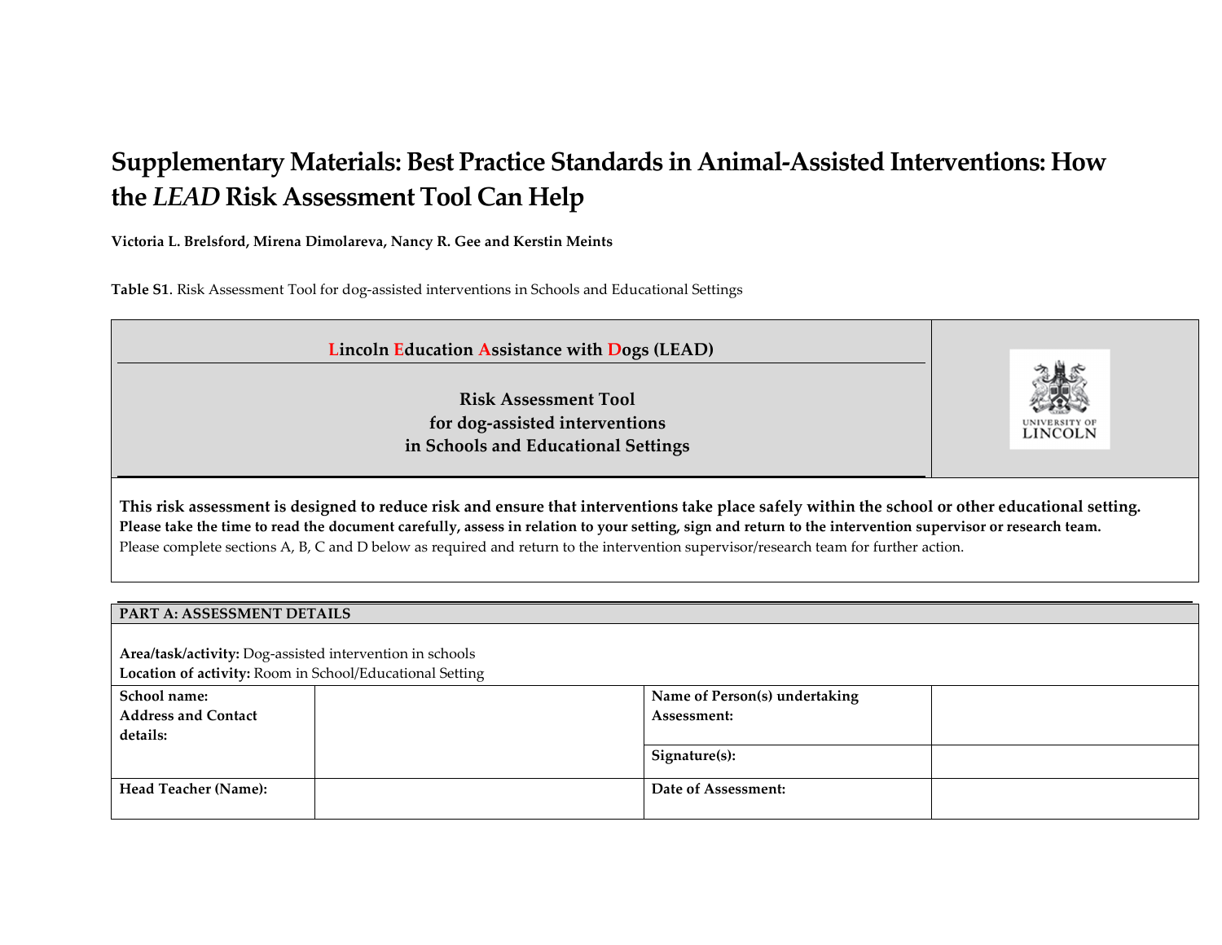# Supplementary Materials: Best Practice Standards in Animal-Assisted Interventions: How the *LEAD* Risk Assessment Tool Can Help

**Victoria L. Brelsford, Mirena Dimolareva, Nancy R. Gee and Kerstin Meints**

**Table S1**. Risk Assessment Tool for dog-assisted interventions in Schools and Educational Settings

## Lincoln Education Assistance with Dogs (LEAD)

### Risk Assessment Tool
### for dog-assisted interventions
### in Schools and Educational Settings

UNIVERSITY OF LINCOLN

**This risk assessment is designed to reduce risk and ensure that interventions take place safely within the school or other educational setting.**
**Please take the time to read the document carefully, assess in relation to your setting, sign and return to the intervention supervisor or research team.**
Please complete sections A, B, C and D below as required and return to the intervention supervisor/research team for further action.

**PART A: ASSESSMENT DETAILS**

**Area/task/activity:** Dog-assisted intervention in schools
**Location of activity:** Room in School/Educational Setting

| | | | |
|---|---|---|---|
| **School name: Address and Contact details:** | | **Name of Person(s) undertaking Assessment:** | |
| | | **Signature(s):** | |
| **Head Teacher (Name):** | | **Date of Assessment:** | |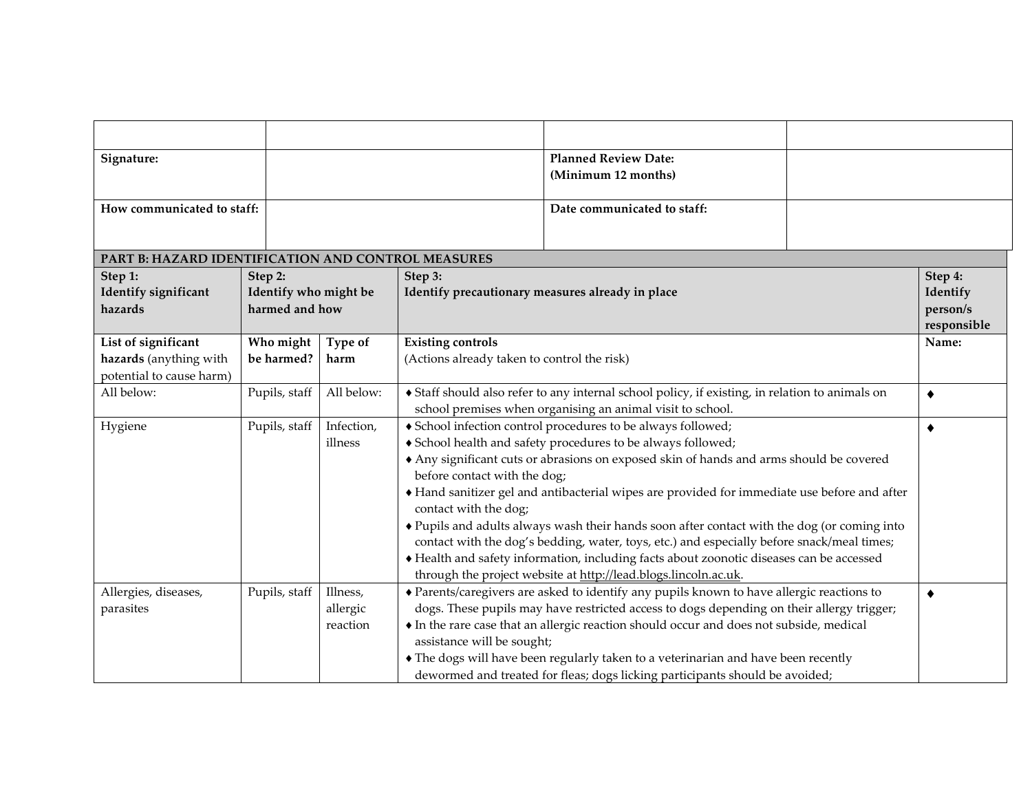| | | | |
|---|---|---|---|
| **Signature:** | | **Planned Review Date: (Minimum 12 months)** | |
| **How communicated to staff:** | | **Date communicated to staff:** | |

**PART B: HAZARD IDENTIFICATION AND CONTROL MEASURES**

| **Step 1: Identify significant hazards** | **Step 2: Identify who might be harmed and how** | | **Step 3: Identify precautionary measures already in place** | **Step 4: Identify person/s responsible** |
|---|---|---|---|---|
| **List of significant hazards** (anything with potential to cause harm) | **Who might be harmed?** | **Type of harm** | **Existing controls** (Actions already taken to control the risk) | **Name:** |
| All below: | Pupils, staff | All below: | ♦ Staff should also refer to any internal school policy, if existing, in relation to animals on school premises when organising an animal visit to school. | ♦ |
| Hygiene | Pupils, staff | Infection, illness | ♦ School infection control procedures to be always followed;<br>♦ School health and safety procedures to be always followed;<br>♦ Any significant cuts or abrasions on exposed skin of hands and arms should be covered before contact with the dog;<br>♦ Hand sanitizer gel and antibacterial wipes are provided for immediate use before and after contact with the dog;<br>♦ Pupils and adults always wash their hands soon after contact with the dog (or coming into contact with the dog's bedding, water, toys, etc.) and especially before snack/meal times;<br>♦ Health and safety information, including facts about zoonotic diseases can be accessed through the project website at http://lead.blogs.lincoln.ac.uk. | ♦ |
| Allergies, diseases, parasites | Pupils, staff | Illness, allergic reaction | ♦ Parents/caregivers are asked to identify any pupils known to have allergic reactions to dogs. These pupils may have restricted access to dogs depending on their allergy trigger;<br>♦ In the rare case that an allergic reaction should occur and does not subside, medical assistance will be sought;<br>♦ The dogs will have been regularly taken to a veterinarian and have been recently dewormed and treated for fleas; dogs licking participants should be avoided; | ♦ |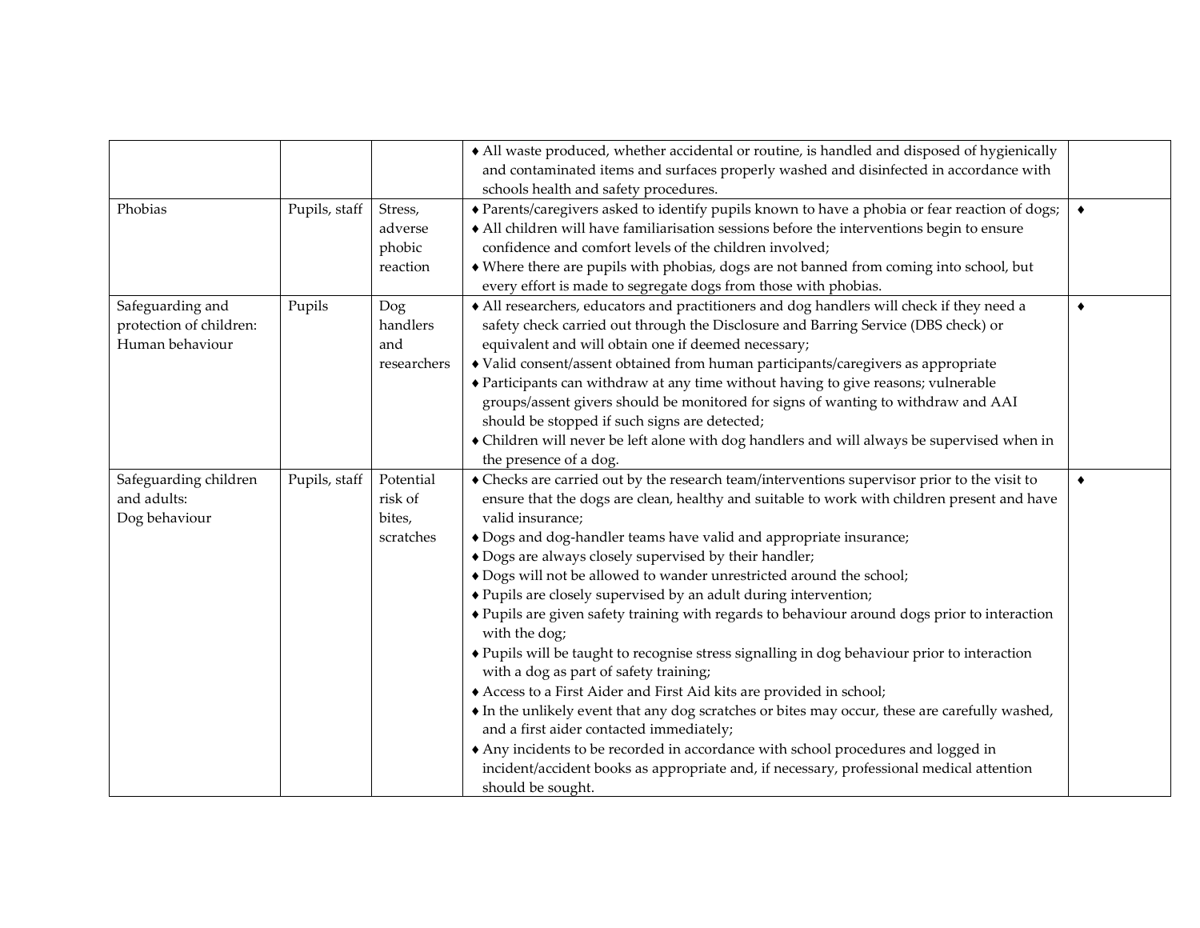| | | | | |
|---|---|---|---|---|
| | | | ♦ All waste produced, whether accidental or routine, is handled and disposed of hygienically and contaminated items and surfaces properly washed and disinfected in accordance with schools health and safety procedures. | |
| Phobias | Pupils, staff | Stress, adverse phobic reaction | ♦ Parents/caregivers asked to identify pupils known to have a phobia or fear reaction of dogs;<br>♦ All children will have familiarisation sessions before the interventions begin to ensure confidence and comfort levels of the children involved;<br>♦ Where there are pupils with phobias, dogs are not banned from coming into school, but every effort is made to segregate dogs from those with phobias. | ♦ |
| Safeguarding and protection of children: Human behaviour | Pupils | Dog handlers and researchers | ♦ All researchers, educators and practitioners and dog handlers will check if they need a safety check carried out through the Disclosure and Barring Service (DBS check) or equivalent and will obtain one if deemed necessary;<br>♦ Valid consent/assent obtained from human participants/caregivers as appropriate<br>♦ Participants can withdraw at any time without having to give reasons; vulnerable groups/assent givers should be monitored for signs of wanting to withdraw and AAI should be stopped if such signs are detected;<br>♦ Children will never be left alone with dog handlers and will always be supervised when in the presence of a dog. | ♦ |
| Safeguarding children and adults: Dog behaviour | Pupils, staff | Potential risk of bites, scratches | ♦ Checks are carried out by the research team/interventions supervisor prior to the visit to ensure that the dogs are clean, healthy and suitable to work with children present and have valid insurance;<br>♦ Dogs and dog-handler teams have valid and appropriate insurance;<br>♦ Dogs are always closely supervised by their handler;<br>♦ Dogs will not be allowed to wander unrestricted around the school;<br>♦ Pupils are closely supervised by an adult during intervention;<br>♦ Pupils are given safety training with regards to behaviour around dogs prior to interaction with the dog;<br>♦ Pupils will be taught to recognise stress signalling in dog behaviour prior to interaction with a dog as part of safety training;<br>♦ Access to a First Aider and First Aid kits are provided in school;<br>♦ In the unlikely event that any dog scratches or bites may occur, these are carefully washed, and a first aider contacted immediately;<br>♦ Any incidents to be recorded in accordance with school procedures and logged in incident/accident books as appropriate and, if necessary, professional medical attention should be sought. | ♦ |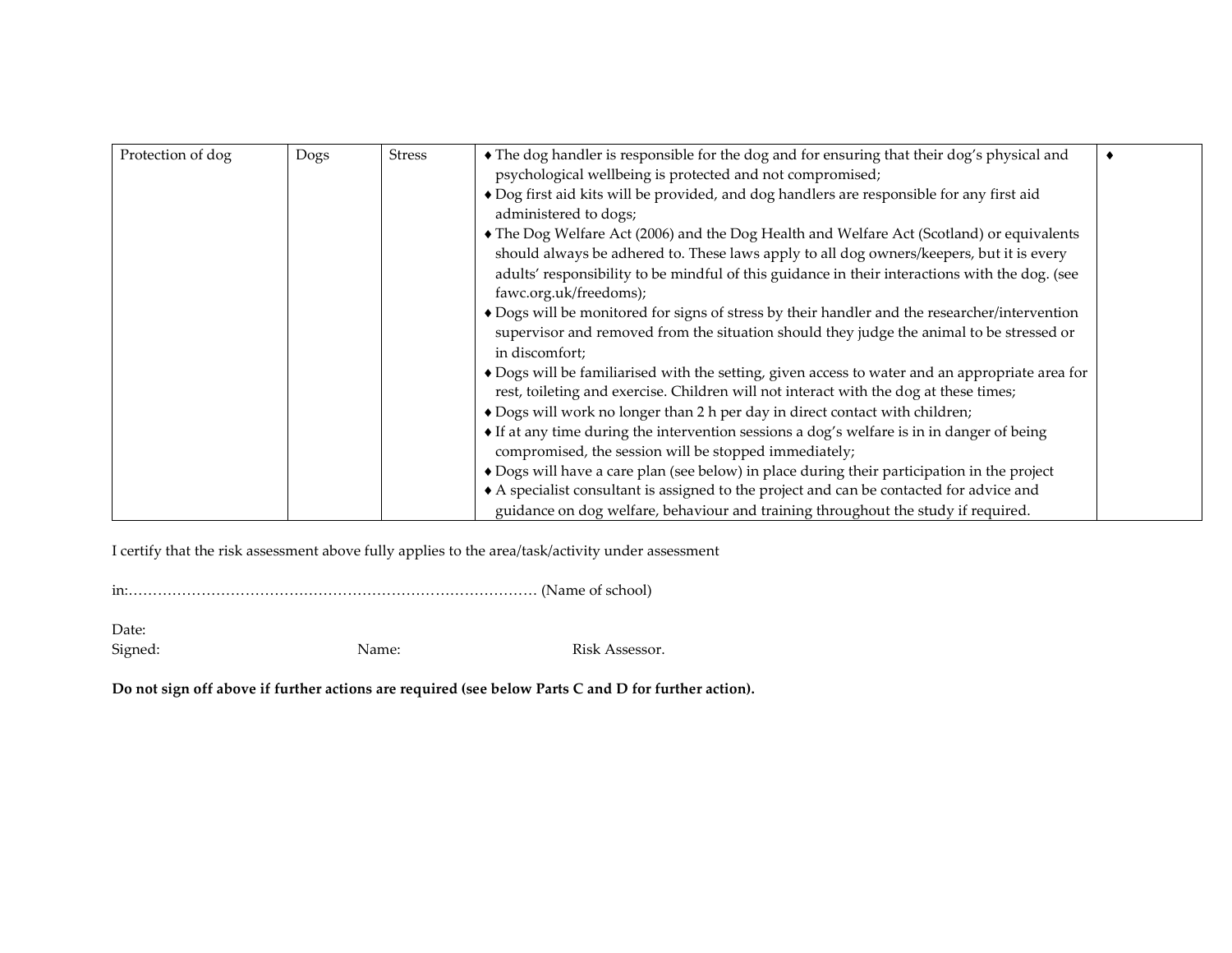| Protection of dog | Dogs | Stress | ♦ The dog handler is responsible for the dog and for ensuring that their dog's physical and psychological wellbeing is protected and not compromised;<br>♦ Dog first aid kits will be provided, and dog handlers are responsible for any first aid administered to dogs;<br>♦ The Dog Welfare Act (2006) and the Dog Health and Welfare Act (Scotland) or equivalents should always be adhered to. These laws apply to all dog owners/keepers, but it is every adults' responsibility to be mindful of this guidance in their interactions with the dog. (see fawc.org.uk/freedoms);<br>♦ Dogs will be monitored for signs of stress by their handler and the researcher/intervention supervisor and removed from the situation should they judge the animal to be stressed or in discomfort;<br>♦ Dogs will be familiarised with the setting, given access to water and an appropriate area for rest, toileting and exercise. Children will not interact with the dog at these times;<br>♦ Dogs will work no longer than 2 h per day in direct contact with children;<br>♦ If at any time during the intervention sessions a dog's welfare is in in danger of being compromised, the session will be stopped immediately;<br>♦ Dogs will have a care plan (see below) in place during their participation in the project<br>♦ A specialist consultant is assigned to the project and can be contacted for advice and guidance on dog welfare, behaviour and training throughout the study if required. | ♦ |
|---|---|---|---|---|

I certify that the risk assessment above fully applies to the area/task/activity under assessment

in:………………………………………………………………………… (Name of school)

Date:
Signed: Name: Risk Assessor.

**Do not sign off above if further actions are required (see below Parts C and D for further action).**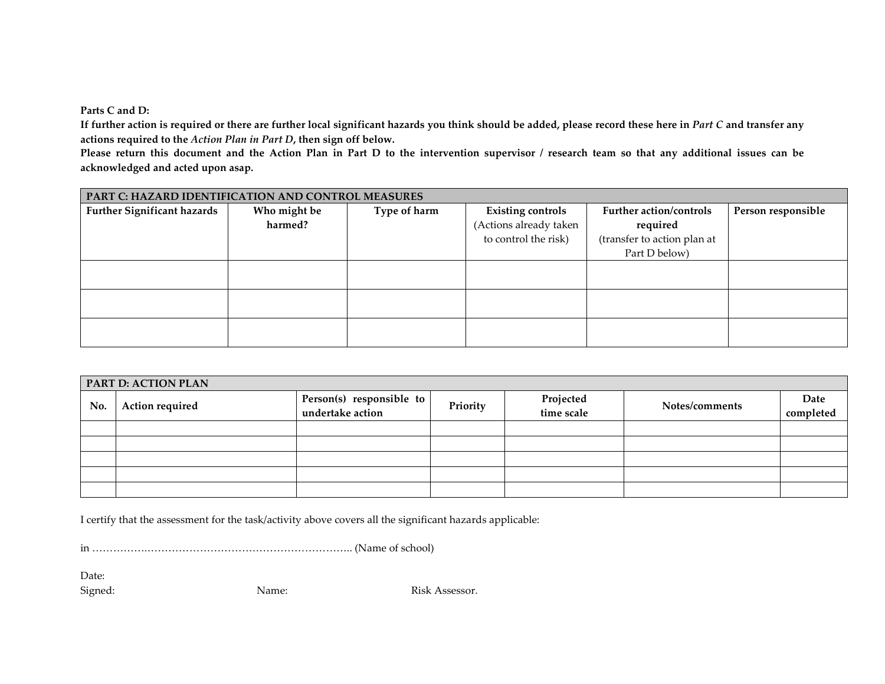**Parts C and D:**

**If further action is required or there are further local significant hazards you think should be added, please record these here in *Part C* and transfer any actions required to the *Action Plan in Part D*, then sign off below.**

**Please return this document and the Action Plan in Part D to the intervention supervisor / research team so that any additional issues can be acknowledged and acted upon asap.**

| **PART C: HAZARD IDENTIFICATION AND CONTROL MEASURES** | | | | | |
|---|---|---|---|---|---|
| **Further Significant hazards** | **Who might be harmed?** | **Type of harm** | **Existing controls** (Actions already taken to control the risk) | **Further action/controls required** (transfer to action plan at Part D below) | **Person responsible** |
| | | | | | |
| | | | | | |
| | | | | | |

| **PART D: ACTION PLAN** | | | | | | |
|---|---|---|---|---|---|---|
| **No.** | **Action required** | **Person(s) responsible to undertake action** | **Priority** | **Projected time scale** | **Notes/comments** | **Date completed** |
| | | | | | | |
| | | | | | | |
| | | | | | | |
| | | | | | | |
| | | | | | | |

I certify that the assessment for the task/activity above covers all the significant hazards applicable:

in ……………..………………………………………………….. (Name of school)

Date:

Signed: Name: Risk Assessor.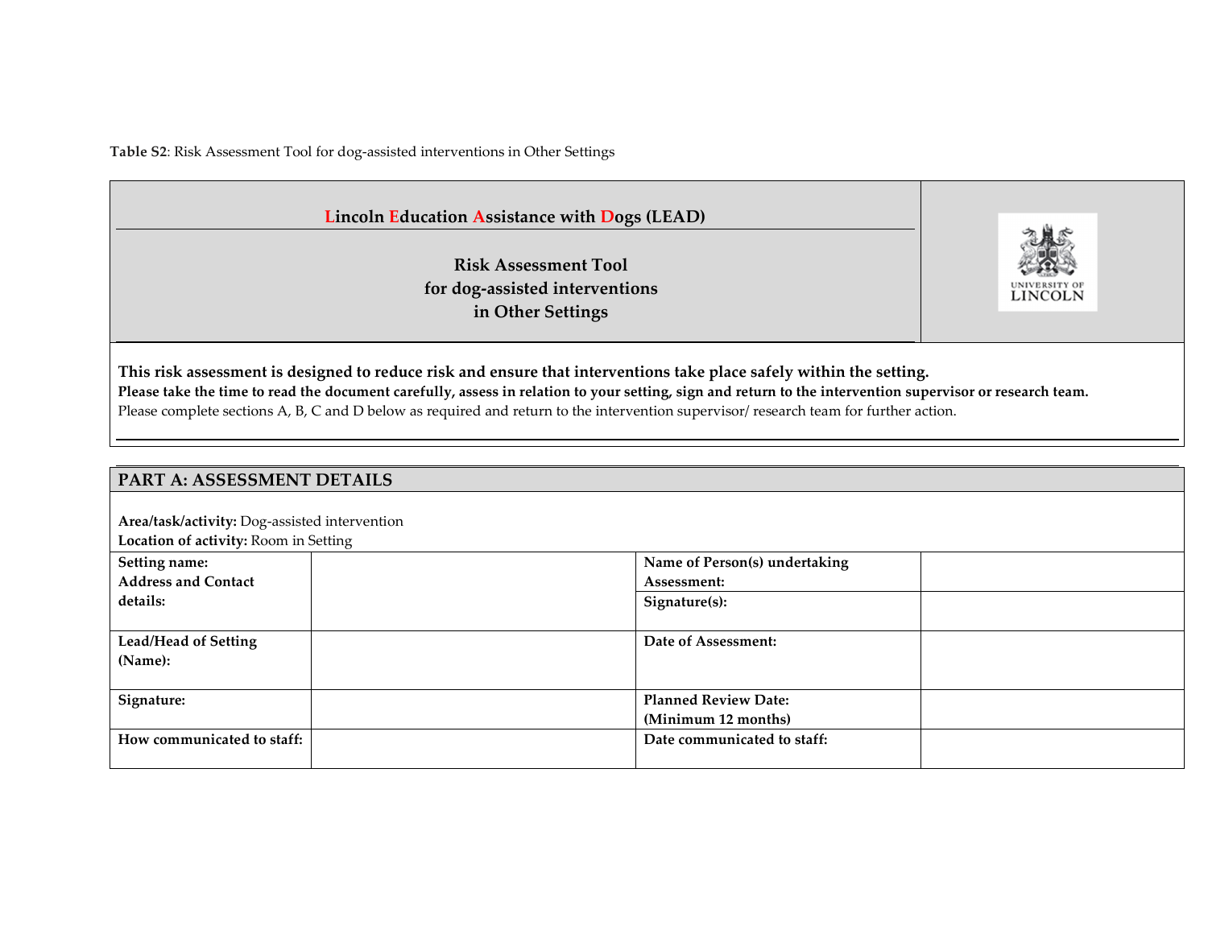**Table S2**: Risk Assessment Tool for dog-assisted interventions in Other Settings

## Lincoln Education Assistance with Dogs (LEAD)

### Risk Assessment Tool for dog-assisted interventions in Other Settings

UNIVERSITY OF LINCOLN

**This risk assessment is designed to reduce risk and ensure that interventions take place safely within the setting.**
**Please take the time to read the document carefully, assess in relation to your setting, sign and return to the intervention supervisor or research team.**
Please complete sections A, B, C and D below as required and return to the intervention supervisor/ research team for further action.

## PART A: ASSESSMENT DETAILS

**Area/task/activity:** Dog-assisted intervention
**Location of activity:** Room in Setting

| | | | |
|---|---|---|---|
| **Setting name: Address and Contact details:** | | **Name of Person(s) undertaking Assessment:** | |
| | | **Signature(s):** | |
| **Lead/Head of Setting (Name):** | | **Date of Assessment:** | |
| **Signature:** | | **Planned Review Date: (Minimum 12 months)** | |
| **How communicated to staff:** | | **Date communicated to staff:** | |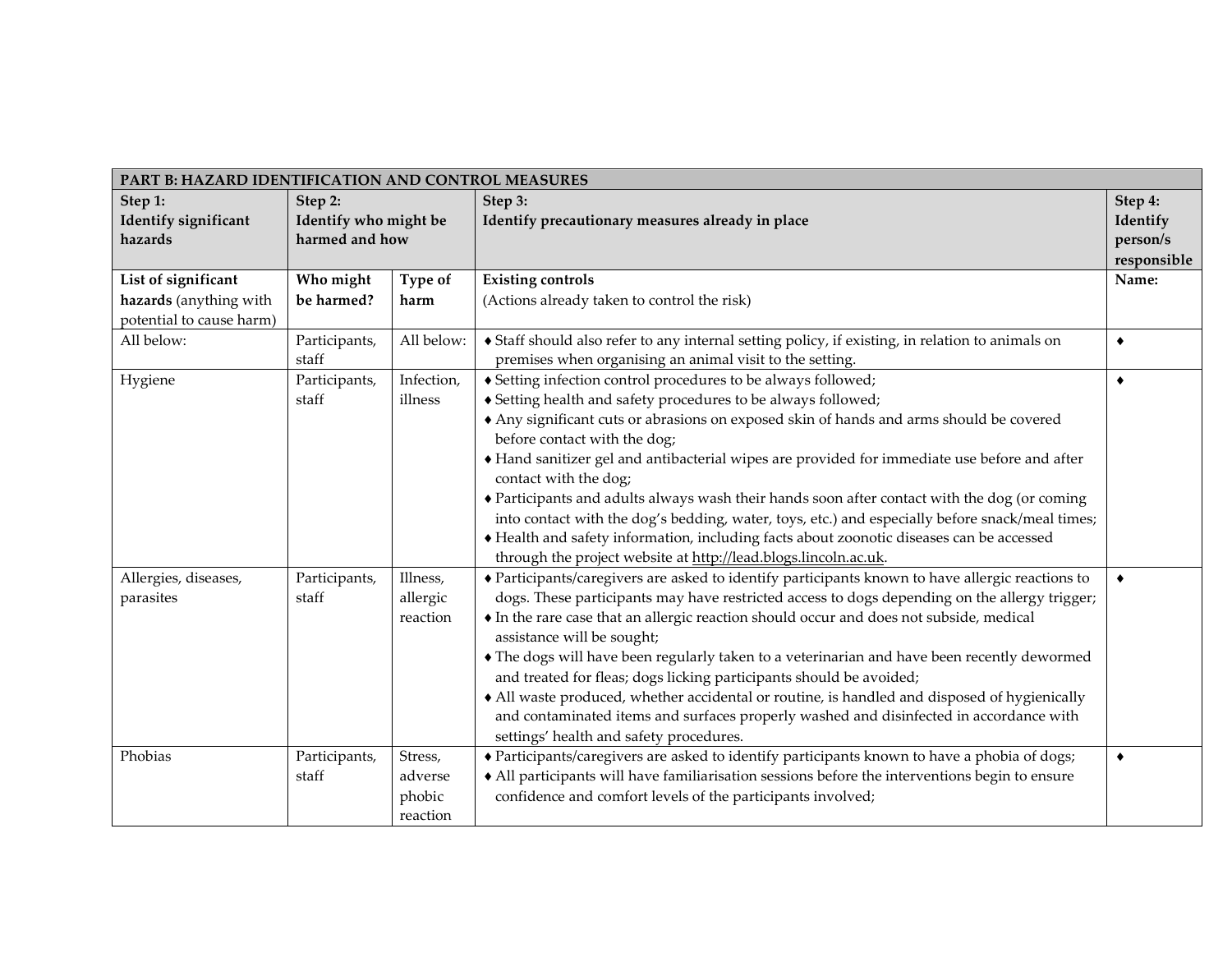| PART B: HAZARD IDENTIFICATION AND CONTROL MEASURES | | | | |
|---|---|---|---|---|
| **Step 1: Identify significant hazards** | **Step 2: Identify who might be harmed and how** | | **Step 3: Identify precautionary measures already in place** | **Step 4: Identify person/s responsible** |
| **List of significant hazards** (anything with potential to cause harm) | **Who might be harmed?** | **Type of harm** | **Existing controls** (Actions already taken to control the risk) | **Name:** |
| All below: | Participants, staff | All below: | ♦ Staff should also refer to any internal setting policy, if existing, in relation to animals on premises when organising an animal visit to the setting. | ♦ |
| Hygiene | Participants, staff | Infection, illness | ♦ Setting infection control procedures to be always followed;<br>♦ Setting health and safety procedures to be always followed;<br>♦ Any significant cuts or abrasions on exposed skin of hands and arms should be covered before contact with the dog;<br>♦ Hand sanitizer gel and antibacterial wipes are provided for immediate use before and after contact with the dog;<br>♦ Participants and adults always wash their hands soon after contact with the dog (or coming into contact with the dog's bedding, water, toys, etc.) and especially before snack/meal times;<br>♦ Health and safety information, including facts about zoonotic diseases can be accessed through the project website at http://lead.blogs.lincoln.ac.uk. | ♦ |
| Allergies, diseases, parasites | Participants, staff | Illness, allergic reaction | ♦ Participants/caregivers are asked to identify participants known to have allergic reactions to dogs. These participants may have restricted access to dogs depending on the allergy trigger;<br>♦ In the rare case that an allergic reaction should occur and does not subside, medical assistance will be sought;<br>♦ The dogs will have been regularly taken to a veterinarian and have been recently dewormed and treated for fleas; dogs licking participants should be avoided;<br>♦ All waste produced, whether accidental or routine, is handled and disposed of hygienically and contaminated items and surfaces properly washed and disinfected in accordance with settings' health and safety procedures. | ♦ |
| Phobias | Participants, staff | Stress, adverse phobic reaction | ♦ Participants/caregivers are asked to identify participants known to have a phobia of dogs;<br>♦ All participants will have familiarisation sessions before the interventions begin to ensure confidence and comfort levels of the participants involved; | ♦ |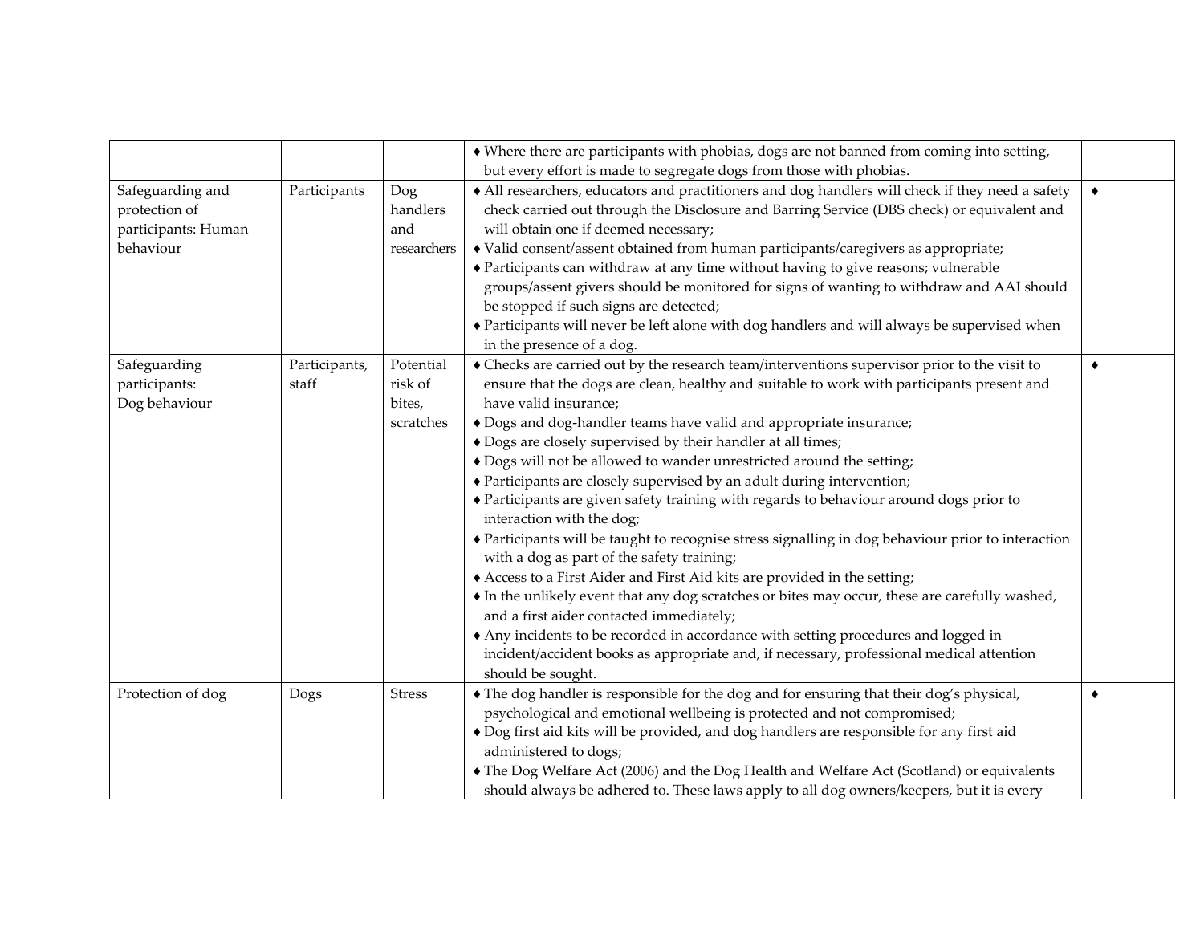| | | | | |
|---|---|---|---|---|
| | | | ♦ Where there are participants with phobias, dogs are not banned from coming into setting, but every effort is made to segregate dogs from those with phobias. | |
| Safeguarding and protection of participants: Human behaviour | Participants | Dog handlers and researchers | ♦ All researchers, educators and practitioners and dog handlers will check if they need a safety check carried out through the Disclosure and Barring Service (DBS check) or equivalent and will obtain one if deemed necessary;<br>♦ Valid consent/assent obtained from human participants/caregivers as appropriate;<br>♦ Participants can withdraw at any time without having to give reasons; vulnerable groups/assent givers should be monitored for signs of wanting to withdraw and AAI should be stopped if such signs are detected;<br>♦ Participants will never be left alone with dog handlers and will always be supervised when in the presence of a dog. | ♦ |
| Safeguarding participants: Dog behaviour | Participants, staff | Potential risk of bites, scratches | ♦ Checks are carried out by the research team/interventions supervisor prior to the visit to ensure that the dogs are clean, healthy and suitable to work with participants present and have valid insurance;<br>♦ Dogs and dog-handler teams have valid and appropriate insurance;<br>♦ Dogs are closely supervised by their handler at all times;<br>♦ Dogs will not be allowed to wander unrestricted around the setting;<br>♦ Participants are closely supervised by an adult during intervention;<br>♦ Participants are given safety training with regards to behaviour around dogs prior to interaction with the dog;<br>♦ Participants will be taught to recognise stress signalling in dog behaviour prior to interaction with a dog as part of the safety training;<br>♦ Access to a First Aider and First Aid kits are provided in the setting;<br>♦ In the unlikely event that any dog scratches or bites may occur, these are carefully washed, and a first aider contacted immediately;<br>♦ Any incidents to be recorded in accordance with setting procedures and logged in incident/accident books as appropriate and, if necessary, professional medical attention should be sought. | ♦ |
| Protection of dog | Dogs | Stress | ♦ The dog handler is responsible for the dog and for ensuring that their dog's physical, psychological and emotional wellbeing is protected and not compromised;<br>♦ Dog first aid kits will be provided, and dog handlers are responsible for any first aid administered to dogs;<br>♦ The Dog Welfare Act (2006) and the Dog Health and Welfare Act (Scotland) or equivalents should always be adhered to. These laws apply to all dog owners/keepers, but it is every | ♦ |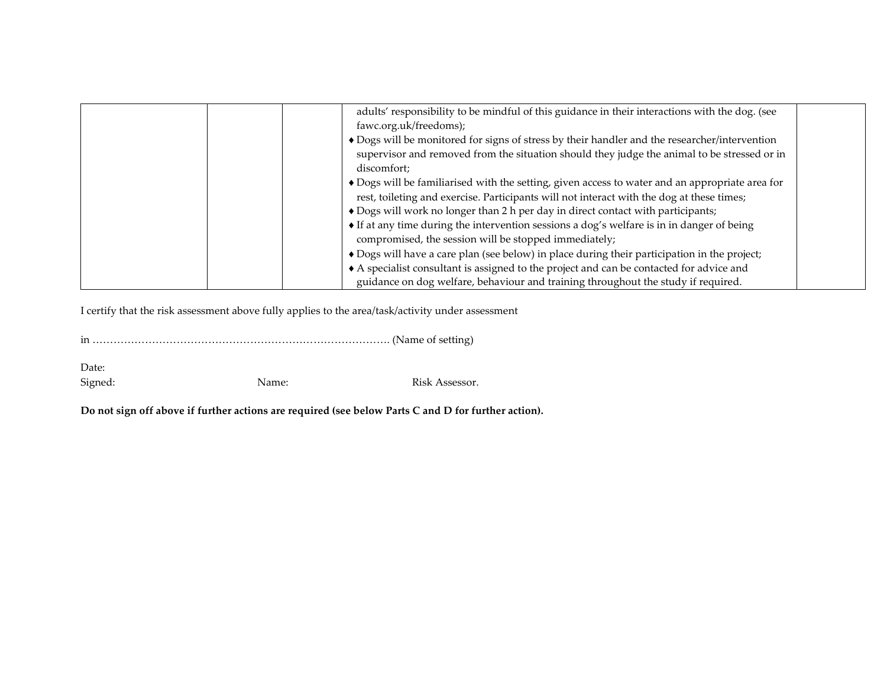| | | | | |
|---|---|---|---|---|
| | | | adults' responsibility to be mindful of this guidance in their interactions with the dog. (see fawc.org.uk/freedoms);<br>♦ Dogs will be monitored for signs of stress by their handler and the researcher/intervention supervisor and removed from the situation should they judge the animal to be stressed or in discomfort;<br>♦ Dogs will be familiarised with the setting, given access to water and an appropriate area for rest, toileting and exercise. Participants will not interact with the dog at these times;<br>♦ Dogs will work no longer than 2 h per day in direct contact with participants;<br>♦ If at any time during the intervention sessions a dog's welfare is in in danger of being compromised, the session will be stopped immediately;<br>♦ Dogs will have a care plan (see below) in place during their participation in the project;<br>♦ A specialist consultant is assigned to the project and can be contacted for advice and guidance on dog welfare, behaviour and training throughout the study if required. | |

I certify that the risk assessment above fully applies to the area/task/activity under assessment

in ………………………………………………………………………. (Name of setting)

Date:

Signed: Name: Risk Assessor.

**Do not sign off above if further actions are required (see below Parts C and D for further action).**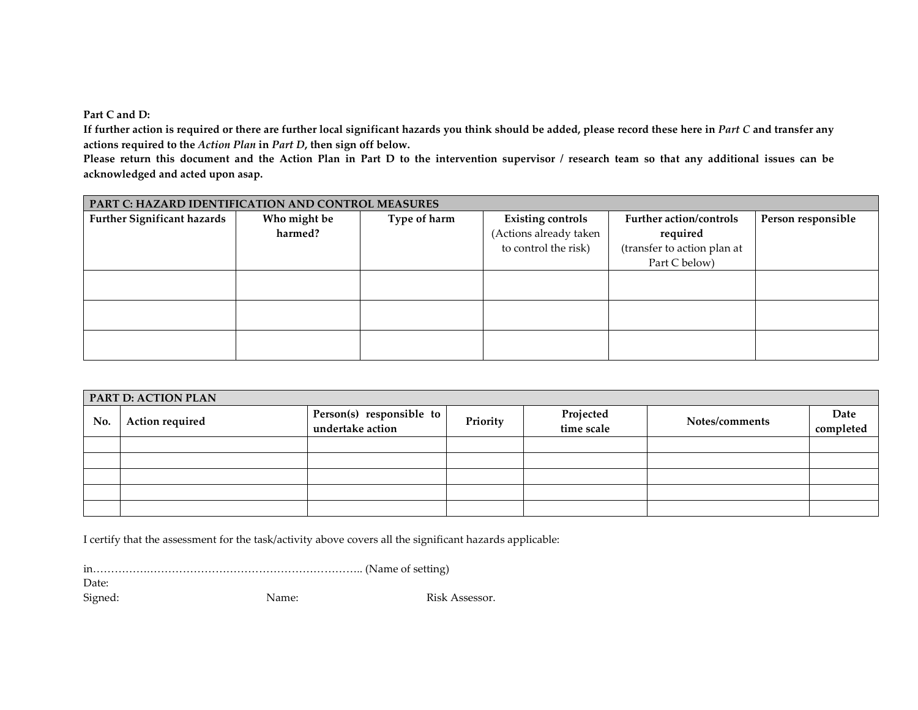**Part C and D:**

**If further action is required or there are further local significant hazards you think should be added, please record these here in *Part C* and transfer any actions required to the *Action Plan* in *Part D*, then sign off below.**

**Please return this document and the Action Plan in Part D to the intervention supervisor / research team so that any additional issues can be acknowledged and acted upon asap.**

| **PART C: HAZARD IDENTIFICATION AND CONTROL MEASURES** | | | | | |
|---|---|---|---|---|---|
| **Further Significant hazards** | **Who might be harmed?** | **Type of harm** | **Existing controls** (Actions already taken to control the risk) | **Further action/controls required** (transfer to action plan at Part C below) | **Person responsible** |
| | | | | | |
| | | | | | |
| | | | | | |

| **PART D: ACTION PLAN** | | | | | | |
|---|---|---|---|---|---|---|
| **No.** | **Action required** | **Person(s) responsible to undertake action** | **Priority** | **Projected time scale** | **Notes/comments** | **Date completed** |
| | | | | | | |
| | | | | | | |
| | | | | | | |
| | | | | | | |
| | | | | | | |

I certify that the assessment for the task/activity above covers all the significant hazards applicable:

in………………………………………………………………….. (Name of setting)

Date:

Signed: Name: Risk Assessor.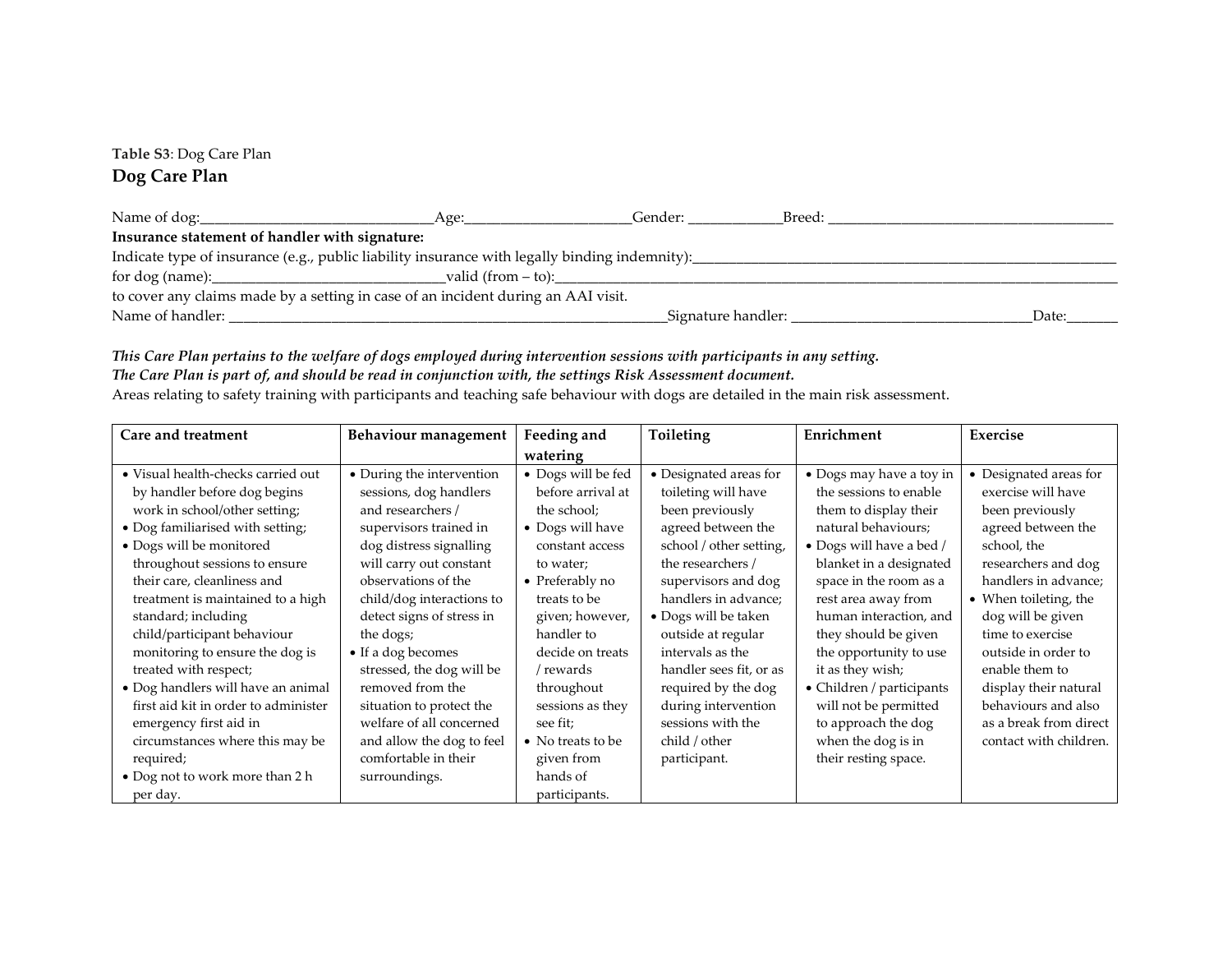**Table S3**: Dog Care Plan

## Dog Care Plan

Name of dog:______________________________Age:______________________Gender: ____________Breed: ______________________________________

**Insurance statement of handler with signature:**

Indicate type of insurance (e.g., public liability insurance with legally binding indemnity):____________________________________________________________

for dog (name):______________________________valid (from – to):____________________________________________________________________________________

to cover any claims made by a setting in case of an incident during an AAI visit.

Name of handler: ________________________________________________________Signature handler: ________________________________Date:_______

***This Care Plan pertains to the welfare of dogs employed during intervention sessions with participants in any setting.***
***The Care Plan is part of, and should be read in conjunction with, the settings Risk Assessment document.***
Areas relating to safety training with participants and teaching safe behaviour with dogs are detailed in the main risk assessment.

| Care and treatment | Behaviour management | Feeding and watering | Toileting | Enrichment | Exercise |
|---|---|---|---|---|---|
| • Visual health-checks carried out by handler before dog begins work in school/other setting;<br>• Dog familiarised with setting;<br>• Dogs will be monitored throughout sessions to ensure their care, cleanliness and treatment is maintained to a high standard; including child/participant behaviour monitoring to ensure the dog is treated with respect;<br>• Dog handlers will have an animal first aid kit in order to administer emergency first aid in circumstances where this may be required;<br>• Dog not to work more than 2 h per day. | • During the intervention sessions, dog handlers and researchers / supervisors trained in dog distress signalling will carry out constant observations of the child/dog interactions to detect signs of stress in the dogs;<br>• If a dog becomes stressed, the dog will be removed from the situation to protect the welfare of all concerned and allow the dog to feel comfortable in their surroundings. | • Dogs will be fed before arrival at the school;<br>• Dogs will have constant access to water;<br>• Preferably no treats to be given; however, handler to decide on treats / rewards throughout sessions as they see fit;<br>• No treats to be given from hands of participants. | • Designated areas for toileting will have been previously agreed between the school / other setting, the researchers / supervisors and dog handlers in advance;<br>• Dogs will be taken outside at regular intervals as the handler sees fit, or as required by the dog during intervention sessions with the child / other participant. | • Dogs may have a toy in the sessions to enable them to display their natural behaviours;<br>• Dogs will have a bed / blanket in a designated space in the room as a rest area away from human interaction, and they should be given the opportunity to use it as they wish;<br>• Children / participants will not be permitted to approach the dog when the dog is in their resting space. | • Designated areas for exercise will have been previously agreed between the school, the researchers and dog handlers in advance;<br>• When toileting, the dog will be given time to exercise outside in order to enable them to display their natural behaviours and also as a break from direct contact with children. |